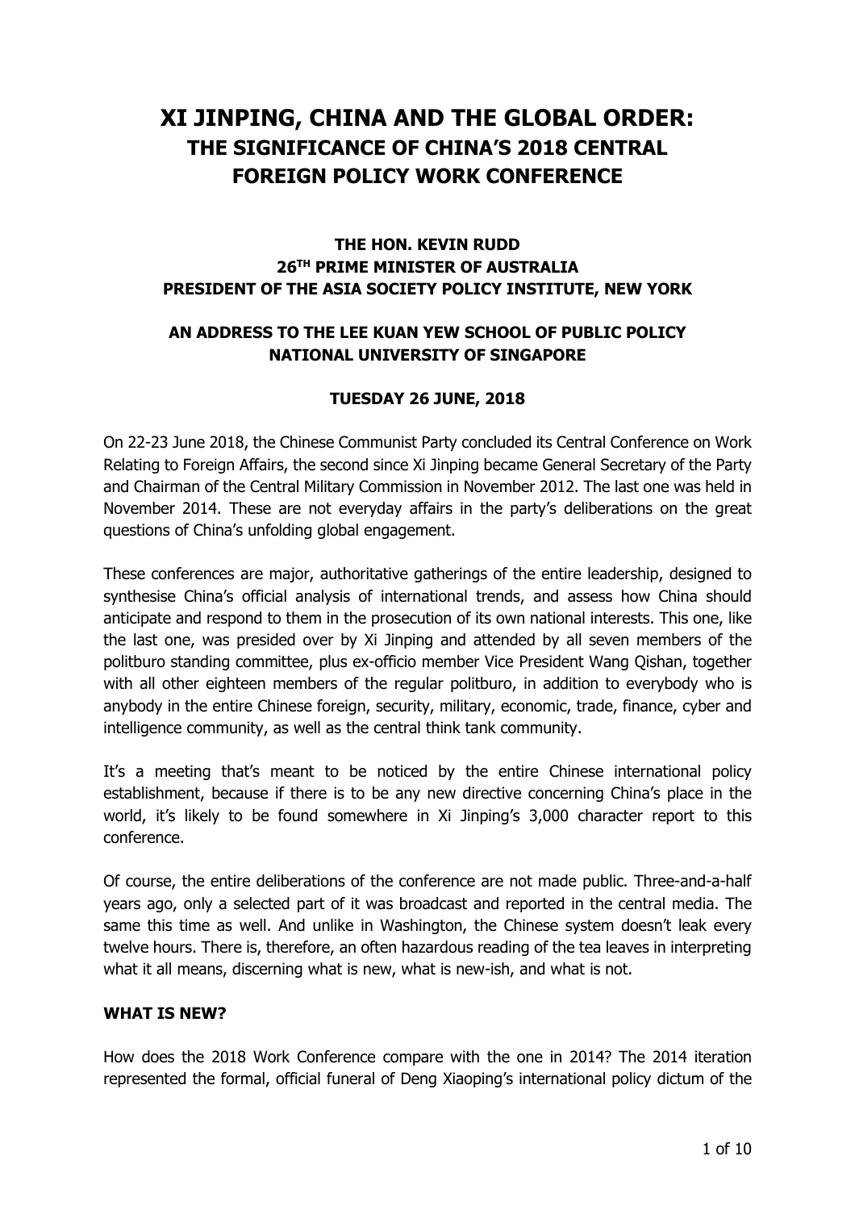# XI JINPING, CHINA AND THE GLOBAL ORDER:
## THE SIGNIFICANCE OF CHINA'S 2018 CENTRAL FOREIGN POLICY WORK CONFERENCE

**THE HON. KEVIN RUDD**
**26TH PRIME MINISTER OF AUSTRALIA**
**PRESIDENT OF THE ASIA SOCIETY POLICY INSTITUTE, NEW YORK**

**AN ADDRESS TO THE LEE KUAN YEW SCHOOL OF PUBLIC POLICY**
**NATIONAL UNIVERSITY OF SINGAPORE**

**TUESDAY 26 JUNE, 2018**

On 22-23 June 2018, the Chinese Communist Party concluded its Central Conference on Work Relating to Foreign Affairs, the second since Xi Jinping became General Secretary of the Party and Chairman of the Central Military Commission in November 2012. The last one was held in November 2014. These are not everyday affairs in the party's deliberations on the great questions of China's unfolding global engagement.

These conferences are major, authoritative gatherings of the entire leadership, designed to synthesise China's official analysis of international trends, and assess how China should anticipate and respond to them in the prosecution of its own national interests. This one, like the last one, was presided over by Xi Jinping and attended by all seven members of the politburo standing committee, plus ex-officio member Vice President Wang Qishan, together with all other eighteen members of the regular politburo, in addition to everybody who is anybody in the entire Chinese foreign, security, military, economic, trade, finance, cyber and intelligence community, as well as the central think tank community.

It's a meeting that's meant to be noticed by the entire Chinese international policy establishment, because if there is to be any new directive concerning China's place in the world, it's likely to be found somewhere in Xi Jinping's 3,000 character report to this conference.

Of course, the entire deliberations of the conference are not made public. Three-and-a-half years ago, only a selected part of it was broadcast and reported in the central media. The same this time as well. And unlike in Washington, the Chinese system doesn't leak every twelve hours. There is, therefore, an often hazardous reading of the tea leaves in interpreting what it all means, discerning what is new, what is new-ish, and what is not.

### WHAT IS NEW?

How does the 2018 Work Conference compare with the one in 2014? The 2014 iteration represented the formal, official funeral of Deng Xiaoping's international policy dictum of the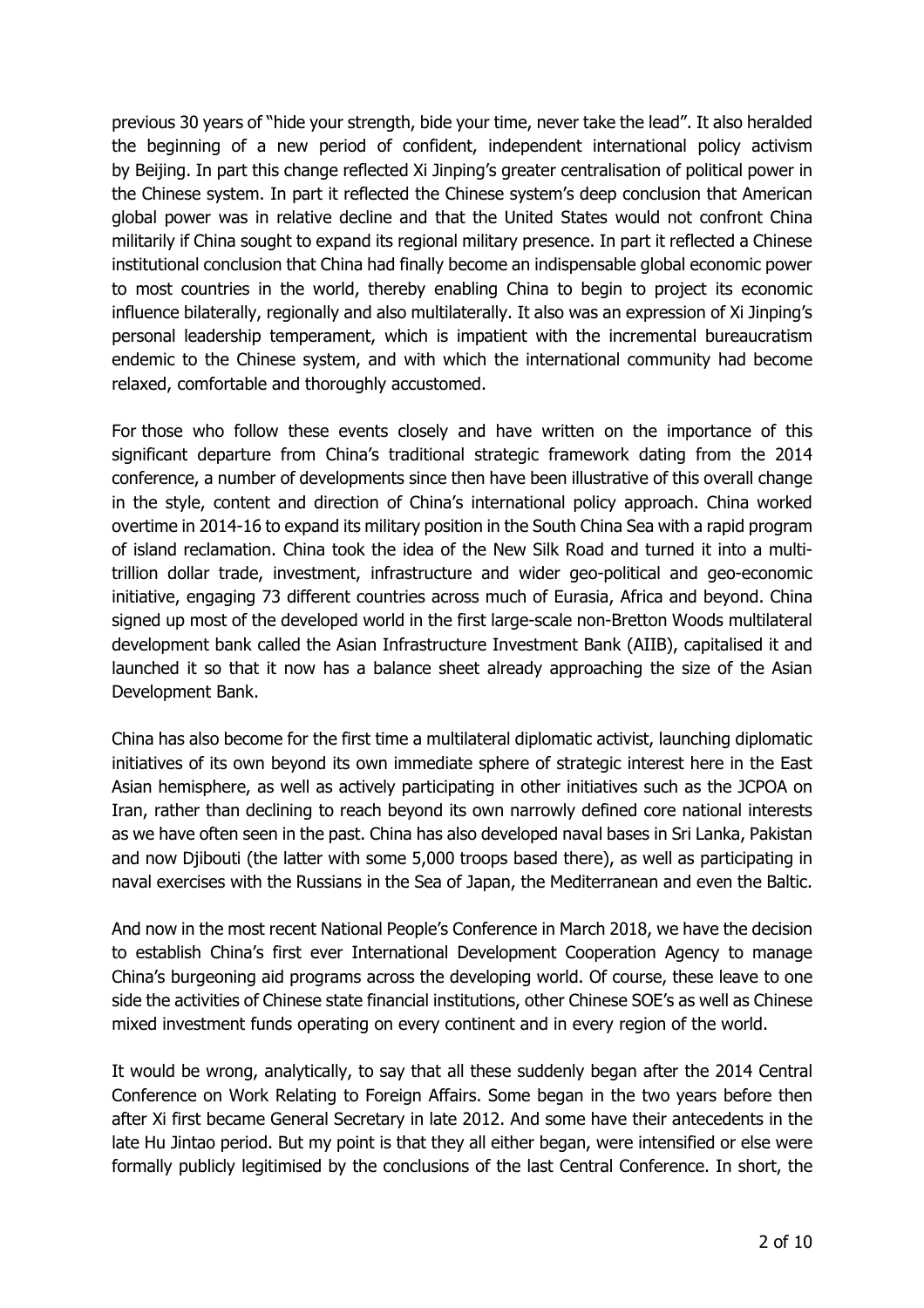previous 30 years of "hide your strength, bide your time, never take the lead". It also heralded the beginning of a new period of confident, independent international policy activism by Beijing. In part this change reflected Xi Jinping's greater centralisation of political power in the Chinese system. In part it reflected the Chinese system's deep conclusion that American global power was in relative decline and that the United States would not confront China militarily if China sought to expand its regional military presence. In part it reflected a Chinese institutional conclusion that China had finally become an indispensable global economic power to most countries in the world, thereby enabling China to begin to project its economic influence bilaterally, regionally and also multilaterally. It also was an expression of Xi Jinping's personal leadership temperament, which is impatient with the incremental bureaucratism endemic to the Chinese system, and with which the international community had become relaxed, comfortable and thoroughly accustomed.

For those who follow these events closely and have written on the importance of this significant departure from China's traditional strategic framework dating from the 2014 conference, a number of developments since then have been illustrative of this overall change in the style, content and direction of China's international policy approach. China worked overtime in 2014-16 to expand its military position in the South China Sea with a rapid program of island reclamation. China took the idea of the New Silk Road and turned it into a multi-trillion dollar trade, investment, infrastructure and wider geo-political and geo-economic initiative, engaging 73 different countries across much of Eurasia, Africa and beyond. China signed up most of the developed world in the first large-scale non-Bretton Woods multilateral development bank called the Asian Infrastructure Investment Bank (AIIB), capitalised it and launched it so that it now has a balance sheet already approaching the size of the Asian Development Bank.

China has also become for the first time a multilateral diplomatic activist, launching diplomatic initiatives of its own beyond its own immediate sphere of strategic interest here in the East Asian hemisphere, as well as actively participating in other initiatives such as the JCPOA on Iran, rather than declining to reach beyond its own narrowly defined core national interests as we have often seen in the past. China has also developed naval bases in Sri Lanka, Pakistan and now Djibouti (the latter with some 5,000 troops based there), as well as participating in naval exercises with the Russians in the Sea of Japan, the Mediterranean and even the Baltic.

And now in the most recent National People's Conference in March 2018, we have the decision to establish China's first ever International Development Cooperation Agency to manage China's burgeoning aid programs across the developing world. Of course, these leave to one side the activities of Chinese state financial institutions, other Chinese SOE's as well as Chinese mixed investment funds operating on every continent and in every region of the world.

It would be wrong, analytically, to say that all these suddenly began after the 2014 Central Conference on Work Relating to Foreign Affairs. Some began in the two years before then after Xi first became General Secretary in late 2012. And some have their antecedents in the late Hu Jintao period. But my point is that they all either began, were intensified or else were formally publicly legitimised by the conclusions of the last Central Conference. In short, the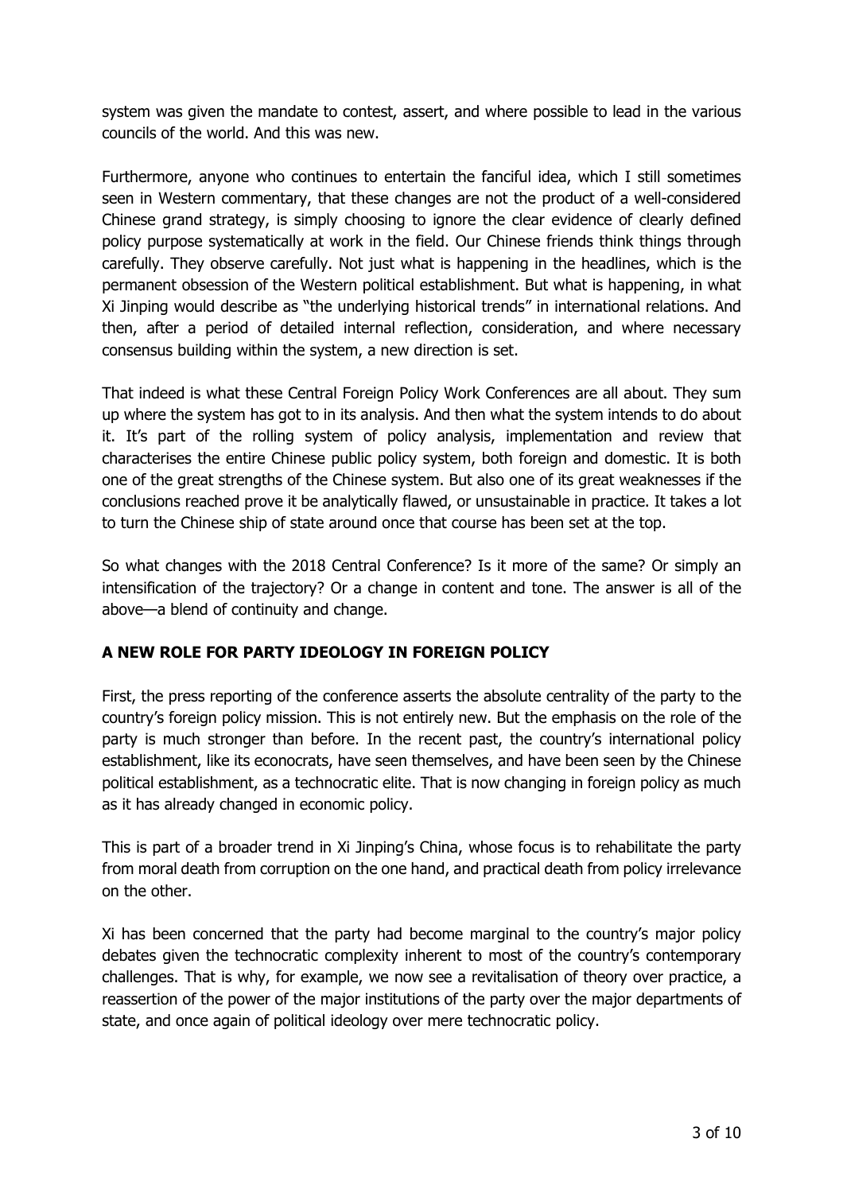system was given the mandate to contest, assert, and where possible to lead in the various councils of the world. And this was new.

Furthermore, anyone who continues to entertain the fanciful idea, which I still sometimes seen in Western commentary, that these changes are not the product of a well-considered Chinese grand strategy, is simply choosing to ignore the clear evidence of clearly defined policy purpose systematically at work in the field. Our Chinese friends think things through carefully. They observe carefully. Not just what is happening in the headlines, which is the permanent obsession of the Western political establishment. But what is happening, in what Xi Jinping would describe as "the underlying historical trends" in international relations. And then, after a period of detailed internal reflection, consideration, and where necessary consensus building within the system, a new direction is set.

That indeed is what these Central Foreign Policy Work Conferences are all about. They sum up where the system has got to in its analysis. And then what the system intends to do about it. It's part of the rolling system of policy analysis, implementation and review that characterises the entire Chinese public policy system, both foreign and domestic. It is both one of the great strengths of the Chinese system. But also one of its great weaknesses if the conclusions reached prove it be analytically flawed, or unsustainable in practice. It takes a lot to turn the Chinese ship of state around once that course has been set at the top.

So what changes with the 2018 Central Conference? Is it more of the same? Or simply an intensification of the trajectory? Or a change in content and tone. The answer is all of the above—a blend of continuity and change.

## A NEW ROLE FOR PARTY IDEOLOGY IN FOREIGN POLICY

First, the press reporting of the conference asserts the absolute centrality of the party to the country's foreign policy mission. This is not entirely new. But the emphasis on the role of the party is much stronger than before. In the recent past, the country's international policy establishment, like its econocrats, have seen themselves, and have been seen by the Chinese political establishment, as a technocratic elite. That is now changing in foreign policy as much as it has already changed in economic policy.

This is part of a broader trend in Xi Jinping's China, whose focus is to rehabilitate the party from moral death from corruption on the one hand, and practical death from policy irrelevance on the other.

Xi has been concerned that the party had become marginal to the country's major policy debates given the technocratic complexity inherent to most of the country's contemporary challenges. That is why, for example, we now see a revitalisation of theory over practice, a reassertion of the power of the major institutions of the party over the major departments of state, and once again of political ideology over mere technocratic policy.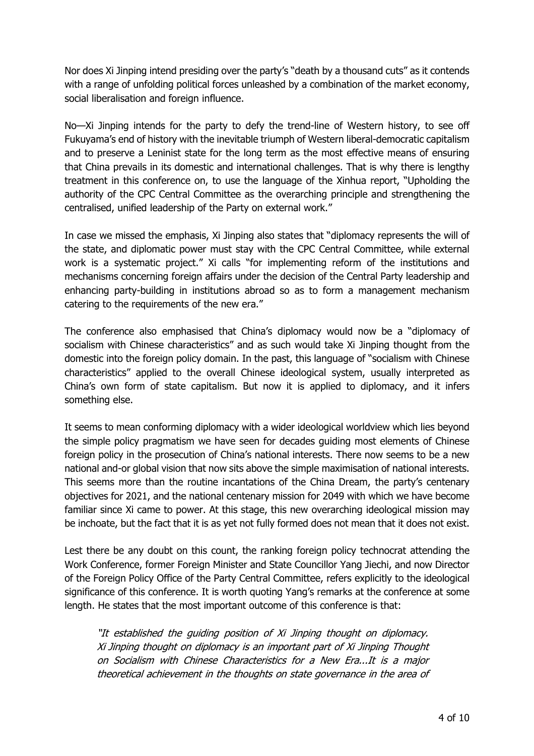Nor does Xi Jinping intend presiding over the party's "death by a thousand cuts" as it contends with a range of unfolding political forces unleashed by a combination of the market economy, social liberalisation and foreign influence.

No—Xi Jinping intends for the party to defy the trend-line of Western history, to see off Fukuyama's end of history with the inevitable triumph of Western liberal-democratic capitalism and to preserve a Leninist state for the long term as the most effective means of ensuring that China prevails in its domestic and international challenges. That is why there is lengthy treatment in this conference on, to use the language of the Xinhua report, "Upholding the authority of the CPC Central Committee as the overarching principle and strengthening the centralised, unified leadership of the Party on external work."

In case we missed the emphasis, Xi Jinping also states that "diplomacy represents the will of the state, and diplomatic power must stay with the CPC Central Committee, while external work is a systematic project." Xi calls "for implementing reform of the institutions and mechanisms concerning foreign affairs under the decision of the Central Party leadership and enhancing party-building in institutions abroad so as to form a management mechanism catering to the requirements of the new era."

The conference also emphasised that China's diplomacy would now be a "diplomacy of socialism with Chinese characteristics" and as such would take Xi Jinping thought from the domestic into the foreign policy domain. In the past, this language of "socialism with Chinese characteristics" applied to the overall Chinese ideological system, usually interpreted as China's own form of state capitalism. But now it is applied to diplomacy, and it infers something else.

It seems to mean conforming diplomacy with a wider ideological worldview which lies beyond the simple policy pragmatism we have seen for decades guiding most elements of Chinese foreign policy in the prosecution of China's national interests. There now seems to be a new national and-or global vision that now sits above the simple maximisation of national interests. This seems more than the routine incantations of the China Dream, the party's centenary objectives for 2021, and the national centenary mission for 2049 with which we have become familiar since Xi came to power. At this stage, this new overarching ideological mission may be inchoate, but the fact that it is as yet not fully formed does not mean that it does not exist.

Lest there be any doubt on this count, the ranking foreign policy technocrat attending the Work Conference, former Foreign Minister and State Councillor Yang Jiechi, and now Director of the Foreign Policy Office of the Party Central Committee, refers explicitly to the ideological significance of this conference. It is worth quoting Yang's remarks at the conference at some length. He states that the most important outcome of this conference is that:

> *"It established the guiding position of Xi Jinping thought on diplomacy. Xi Jinping thought on diplomacy is an important part of Xi Jinping Thought on Socialism with Chinese Characteristics for a New Era...It is a major theoretical achievement in the thoughts on state governance in the area of*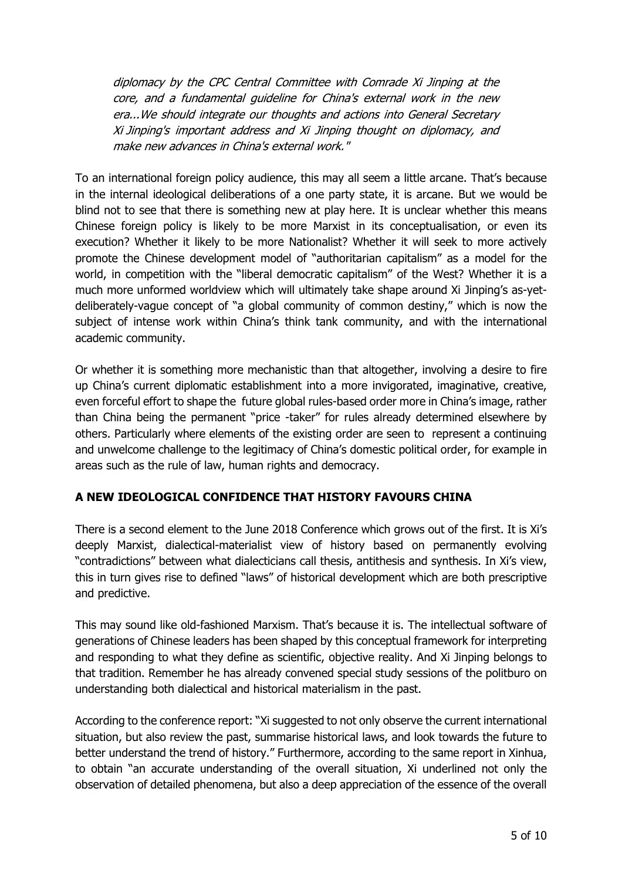*diplomacy by the CPC Central Committee with Comrade Xi Jinping at the core, and a fundamental guideline for China's external work in the new era...We should integrate our thoughts and actions into General Secretary Xi Jinping's important address and Xi Jinping thought on diplomacy, and make new advances in China's external work."*

To an international foreign policy audience, this may all seem a little arcane. That's because in the internal ideological deliberations of a one party state, it is arcane. But we would be blind not to see that there is something new at play here. It is unclear whether this means Chinese foreign policy is likely to be more Marxist in its conceptualisation, or even its execution? Whether it likely to be more Nationalist? Whether it will seek to more actively promote the Chinese development model of "authoritarian capitalism" as a model for the world, in competition with the "liberal democratic capitalism" of the West? Whether it is a much more unformed worldview which will ultimately take shape around Xi Jinping's as-yet-deliberately-vague concept of "a global community of common destiny," which is now the subject of intense work within China's think tank community, and with the international academic community.

Or whether it is something more mechanistic than that altogether, involving a desire to fire up China's current diplomatic establishment into a more invigorated, imaginative, creative, even forceful effort to shape the future global rules-based order more in China's image, rather than China being the permanent "price -taker" for rules already determined elsewhere by others. Particularly where elements of the existing order are seen to represent a continuing and unwelcome challenge to the legitimacy of China's domestic political order, for example in areas such as the rule of law, human rights and democracy.

## A NEW IDEOLOGICAL CONFIDENCE THAT HISTORY FAVOURS CHINA

There is a second element to the June 2018 Conference which grows out of the first. It is Xi's deeply Marxist, dialectical-materialist view of history based on permanently evolving "contradictions" between what dialecticians call thesis, antithesis and synthesis. In Xi's view, this in turn gives rise to defined "laws" of historical development which are both prescriptive and predictive.

This may sound like old-fashioned Marxism. That's because it is. The intellectual software of generations of Chinese leaders has been shaped by this conceptual framework for interpreting and responding to what they define as scientific, objective reality. And Xi Jinping belongs to that tradition. Remember he has already convened special study sessions of the politburo on understanding both dialectical and historical materialism in the past.

According to the conference report: "Xi suggested to not only observe the current international situation, but also review the past, summarise historical laws, and look towards the future to better understand the trend of history." Furthermore, according to the same report in Xinhua, to obtain "an accurate understanding of the overall situation, Xi underlined not only the observation of detailed phenomena, but also a deep appreciation of the essence of the overall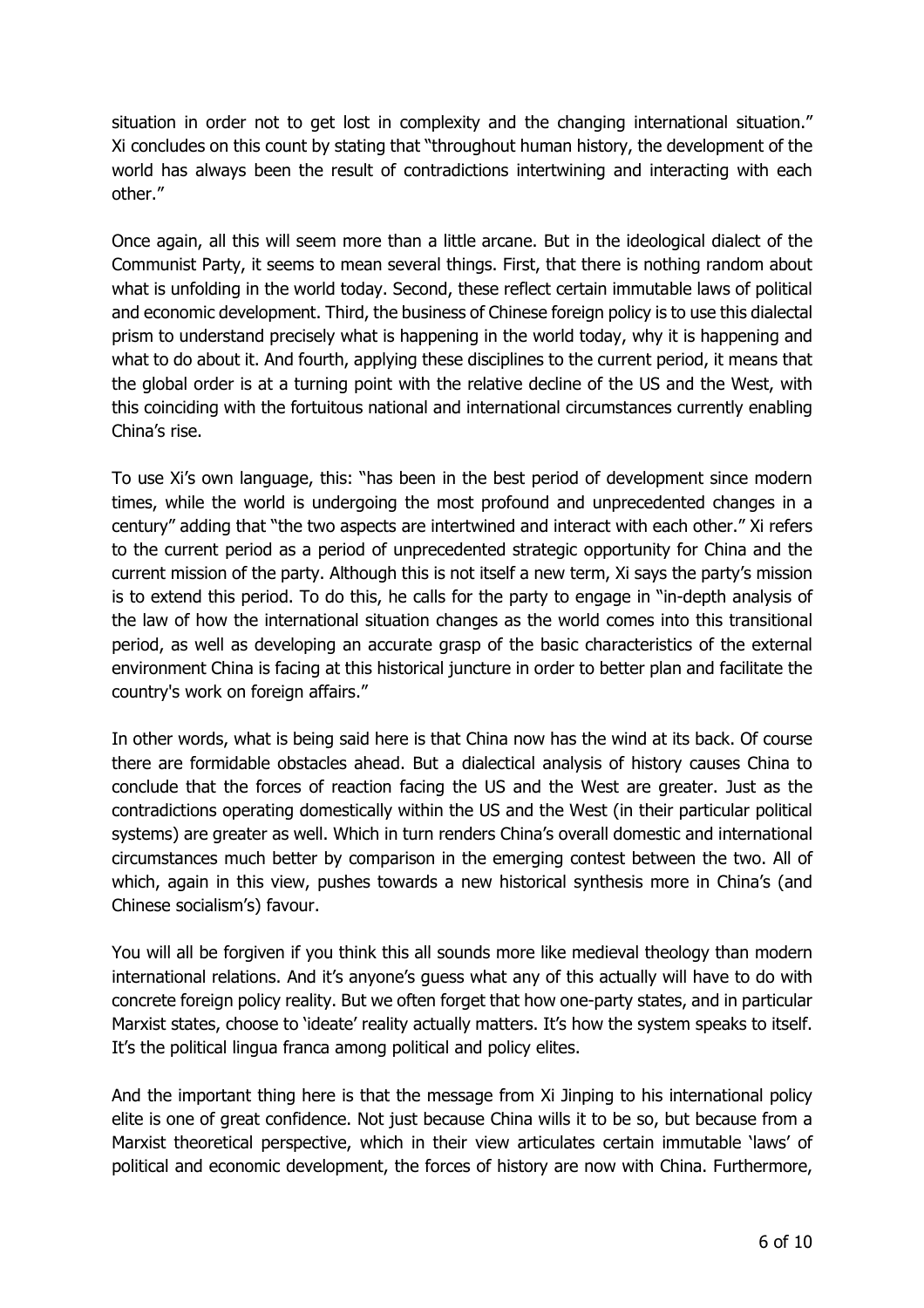situation in order not to get lost in complexity and the changing international situation." Xi concludes on this count by stating that "throughout human history, the development of the world has always been the result of contradictions intertwining and interacting with each other."

Once again, all this will seem more than a little arcane. But in the ideological dialect of the Communist Party, it seems to mean several things. First, that there is nothing random about what is unfolding in the world today. Second, these reflect certain immutable laws of political and economic development. Third, the business of Chinese foreign policy is to use this dialectal prism to understand precisely what is happening in the world today, why it is happening and what to do about it. And fourth, applying these disciplines to the current period, it means that the global order is at a turning point with the relative decline of the US and the West, with this coinciding with the fortuitous national and international circumstances currently enabling China's rise.

To use Xi's own language, this: "has been in the best period of development since modern times, while the world is undergoing the most profound and unprecedented changes in a century" adding that "the two aspects are intertwined and interact with each other." Xi refers to the current period as a period of unprecedented strategic opportunity for China and the current mission of the party. Although this is not itself a new term, Xi says the party's mission is to extend this period. To do this, he calls for the party to engage in "in-depth analysis of the law of how the international situation changes as the world comes into this transitional period, as well as developing an accurate grasp of the basic characteristics of the external environment China is facing at this historical juncture in order to better plan and facilitate the country's work on foreign affairs."

In other words, what is being said here is that China now has the wind at its back. Of course there are formidable obstacles ahead. But a dialectical analysis of history causes China to conclude that the forces of reaction facing the US and the West are greater. Just as the contradictions operating domestically within the US and the West (in their particular political systems) are greater as well. Which in turn renders China's overall domestic and international circumstances much better by comparison in the emerging contest between the two. All of which, again in this view, pushes towards a new historical synthesis more in China's (and Chinese socialism's) favour.

You will all be forgiven if you think this all sounds more like medieval theology than modern international relations. And it's anyone's guess what any of this actually will have to do with concrete foreign policy reality. But we often forget that how one-party states, and in particular Marxist states, choose to 'ideate' reality actually matters. It's how the system speaks to itself. It's the political lingua franca among political and policy elites.

And the important thing here is that the message from Xi Jinping to his international policy elite is one of great confidence. Not just because China wills it to be so, but because from a Marxist theoretical perspective, which in their view articulates certain immutable 'laws' of political and economic development, the forces of history are now with China. Furthermore,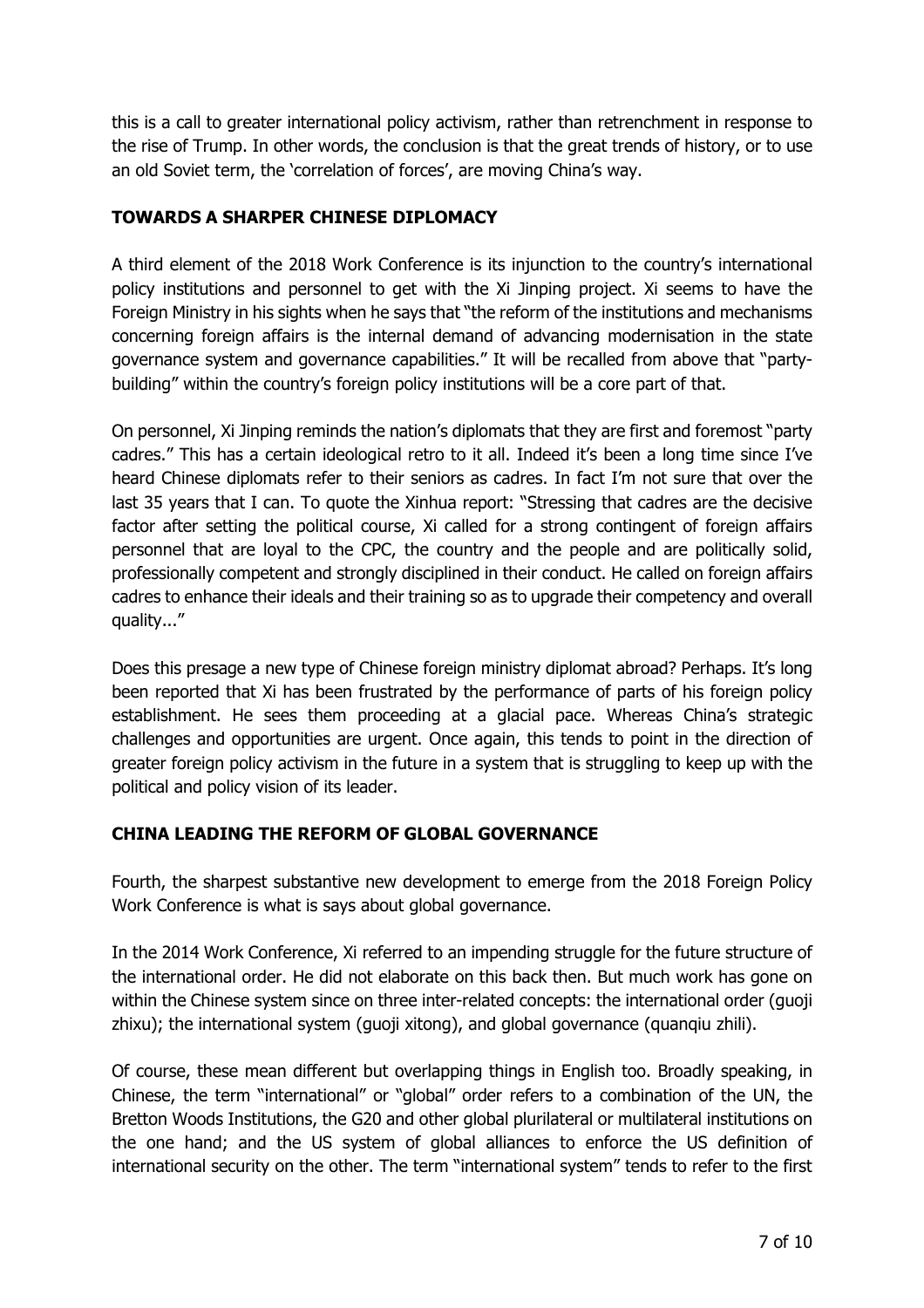this is a call to greater international policy activism, rather than retrenchment in response to the rise of Trump. In other words, the conclusion is that the great trends of history, or to use an old Soviet term, the 'correlation of forces', are moving China's way.

## TOWARDS A SHARPER CHINESE DIPLOMACY

A third element of the 2018 Work Conference is its injunction to the country's international policy institutions and personnel to get with the Xi Jinping project. Xi seems to have the Foreign Ministry in his sights when he says that "the reform of the institutions and mechanisms concerning foreign affairs is the internal demand of advancing modernisation in the state governance system and governance capabilities." It will be recalled from above that "party-building" within the country's foreign policy institutions will be a core part of that.

On personnel, Xi Jinping reminds the nation's diplomats that they are first and foremost "party cadres." This has a certain ideological retro to it all. Indeed it's been a long time since I've heard Chinese diplomats refer to their seniors as cadres. In fact I'm not sure that over the last 35 years that I can. To quote the Xinhua report: "Stressing that cadres are the decisive factor after setting the political course, Xi called for a strong contingent of foreign affairs personnel that are loyal to the CPC, the country and the people and are politically solid, professionally competent and strongly disciplined in their conduct. He called on foreign affairs cadres to enhance their ideals and their training so as to upgrade their competency and overall quality..."

Does this presage a new type of Chinese foreign ministry diplomat abroad? Perhaps. It's long been reported that Xi has been frustrated by the performance of parts of his foreign policy establishment. He sees them proceeding at a glacial pace. Whereas China's strategic challenges and opportunities are urgent. Once again, this tends to point in the direction of greater foreign policy activism in the future in a system that is struggling to keep up with the political and policy vision of its leader.

## CHINA LEADING THE REFORM OF GLOBAL GOVERNANCE

Fourth, the sharpest substantive new development to emerge from the 2018 Foreign Policy Work Conference is what is says about global governance.

In the 2014 Work Conference, Xi referred to an impending struggle for the future structure of the international order. He did not elaborate on this back then. But much work has gone on within the Chinese system since on three inter-related concepts: the international order (guoji zhixu); the international system (guoji xitong), and global governance (quanqiu zhili).

Of course, these mean different but overlapping things in English too. Broadly speaking, in Chinese, the term "international" or "global" order refers to a combination of the UN, the Bretton Woods Institutions, the G20 and other global plurilateral or multilateral institutions on the one hand; and the US system of global alliances to enforce the US definition of international security on the other. The term "international system" tends to refer to the first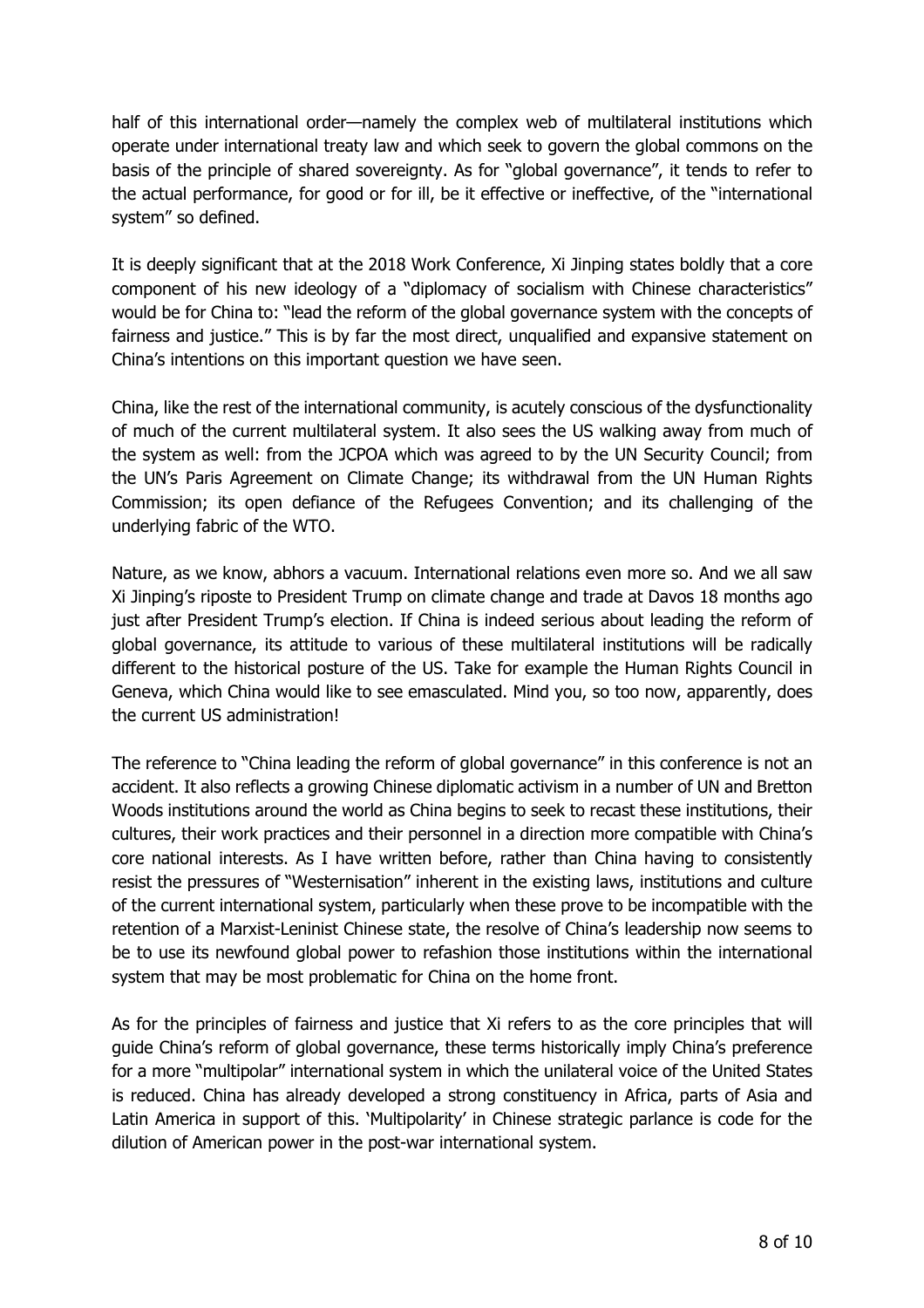half of this international order—namely the complex web of multilateral institutions which operate under international treaty law and which seek to govern the global commons on the basis of the principle of shared sovereignty. As for "global governance", it tends to refer to the actual performance, for good or for ill, be it effective or ineffective, of the "international system" so defined.

It is deeply significant that at the 2018 Work Conference, Xi Jinping states boldly that a core component of his new ideology of a "diplomacy of socialism with Chinese characteristics" would be for China to: "lead the reform of the global governance system with the concepts of fairness and justice." This is by far the most direct, unqualified and expansive statement on China's intentions on this important question we have seen.

China, like the rest of the international community, is acutely conscious of the dysfunctionality of much of the current multilateral system. It also sees the US walking away from much of the system as well: from the JCPOA which was agreed to by the UN Security Council; from the UN's Paris Agreement on Climate Change; its withdrawal from the UN Human Rights Commission; its open defiance of the Refugees Convention; and its challenging of the underlying fabric of the WTO.

Nature, as we know, abhors a vacuum. International relations even more so. And we all saw Xi Jinping's riposte to President Trump on climate change and trade at Davos 18 months ago just after President Trump's election. If China is indeed serious about leading the reform of global governance, its attitude to various of these multilateral institutions will be radically different to the historical posture of the US. Take for example the Human Rights Council in Geneva, which China would like to see emasculated. Mind you, so too now, apparently, does the current US administration!

The reference to "China leading the reform of global governance" in this conference is not an accident. It also reflects a growing Chinese diplomatic activism in a number of UN and Bretton Woods institutions around the world as China begins to seek to recast these institutions, their cultures, their work practices and their personnel in a direction more compatible with China's core national interests. As I have written before, rather than China having to consistently resist the pressures of "Westernisation" inherent in the existing laws, institutions and culture of the current international system, particularly when these prove to be incompatible with the retention of a Marxist-Leninist Chinese state, the resolve of China's leadership now seems to be to use its newfound global power to refashion those institutions within the international system that may be most problematic for China on the home front.

As for the principles of fairness and justice that Xi refers to as the core principles that will guide China's reform of global governance, these terms historically imply China's preference for a more "multipolar" international system in which the unilateral voice of the United States is reduced. China has already developed a strong constituency in Africa, parts of Asia and Latin America in support of this. 'Multipolarity' in Chinese strategic parlance is code for the dilution of American power in the post-war international system.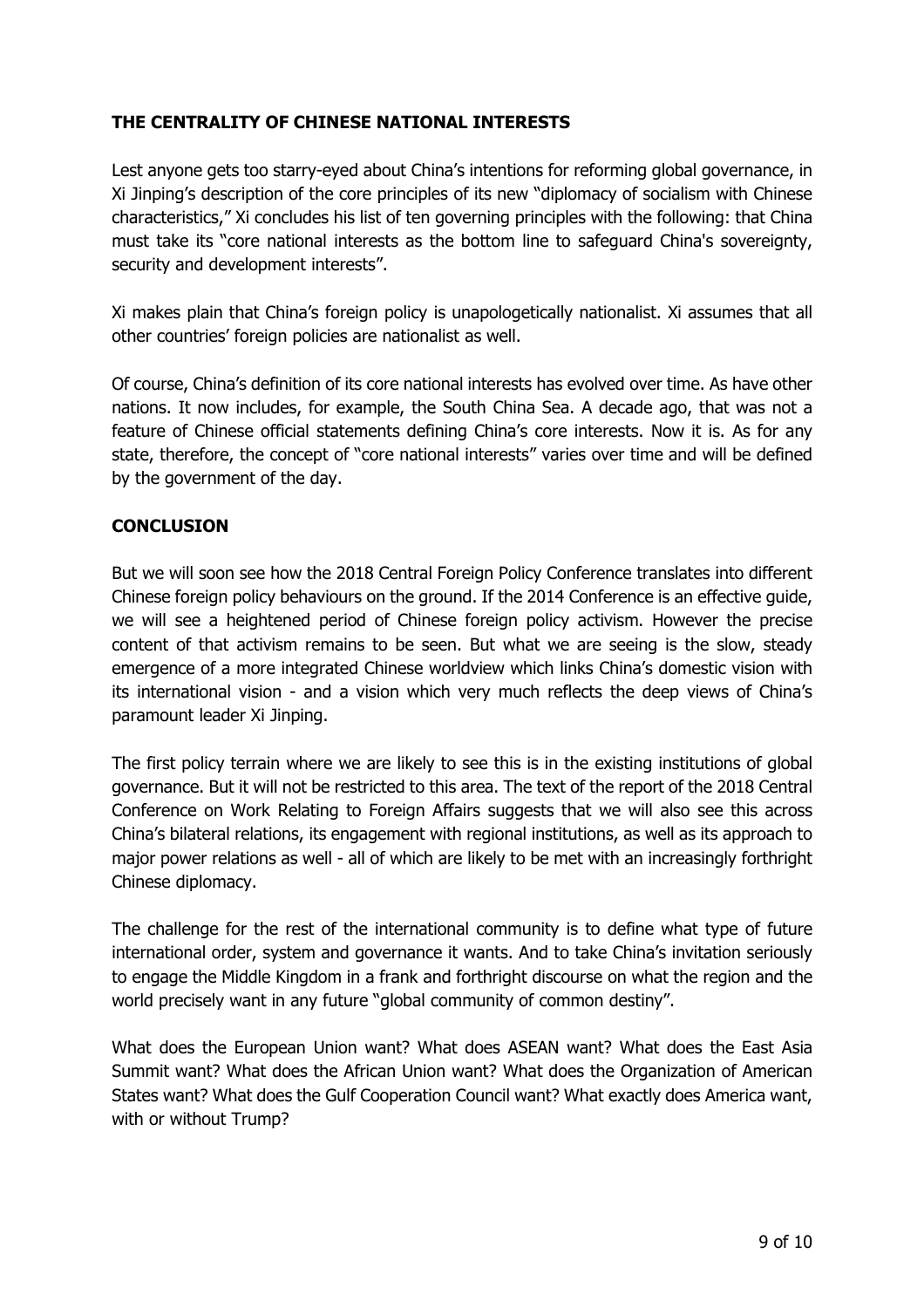## THE CENTRALITY OF CHINESE NATIONAL INTERESTS

Lest anyone gets too starry-eyed about China's intentions for reforming global governance, in Xi Jinping's description of the core principles of its new "diplomacy of socialism with Chinese characteristics," Xi concludes his list of ten governing principles with the following: that China must take its "core national interests as the bottom line to safeguard China's sovereignty, security and development interests".

Xi makes plain that China's foreign policy is unapologetically nationalist. Xi assumes that all other countries' foreign policies are nationalist as well.

Of course, China's definition of its core national interests has evolved over time. As have other nations. It now includes, for example, the South China Sea. A decade ago, that was not a feature of Chinese official statements defining China's core interests. Now it is. As for any state, therefore, the concept of "core national interests" varies over time and will be defined by the government of the day.

## CONCLUSION

But we will soon see how the 2018 Central Foreign Policy Conference translates into different Chinese foreign policy behaviours on the ground. If the 2014 Conference is an effective guide, we will see a heightened period of Chinese foreign policy activism. However the precise content of that activism remains to be seen. But what we are seeing is the slow, steady emergence of a more integrated Chinese worldview which links China's domestic vision with its international vision - and a vision which very much reflects the deep views of China's paramount leader Xi Jinping.

The first policy terrain where we are likely to see this is in the existing institutions of global governance. But it will not be restricted to this area. The text of the report of the 2018 Central Conference on Work Relating to Foreign Affairs suggests that we will also see this across China's bilateral relations, its engagement with regional institutions, as well as its approach to major power relations as well - all of which are likely to be met with an increasingly forthright Chinese diplomacy.

The challenge for the rest of the international community is to define what type of future international order, system and governance it wants. And to take China's invitation seriously to engage the Middle Kingdom in a frank and forthright discourse on what the region and the world precisely want in any future "global community of common destiny".

What does the European Union want? What does ASEAN want? What does the East Asia Summit want? What does the African Union want? What does the Organization of American States want? What does the Gulf Cooperation Council want? What exactly does America want, with or without Trump?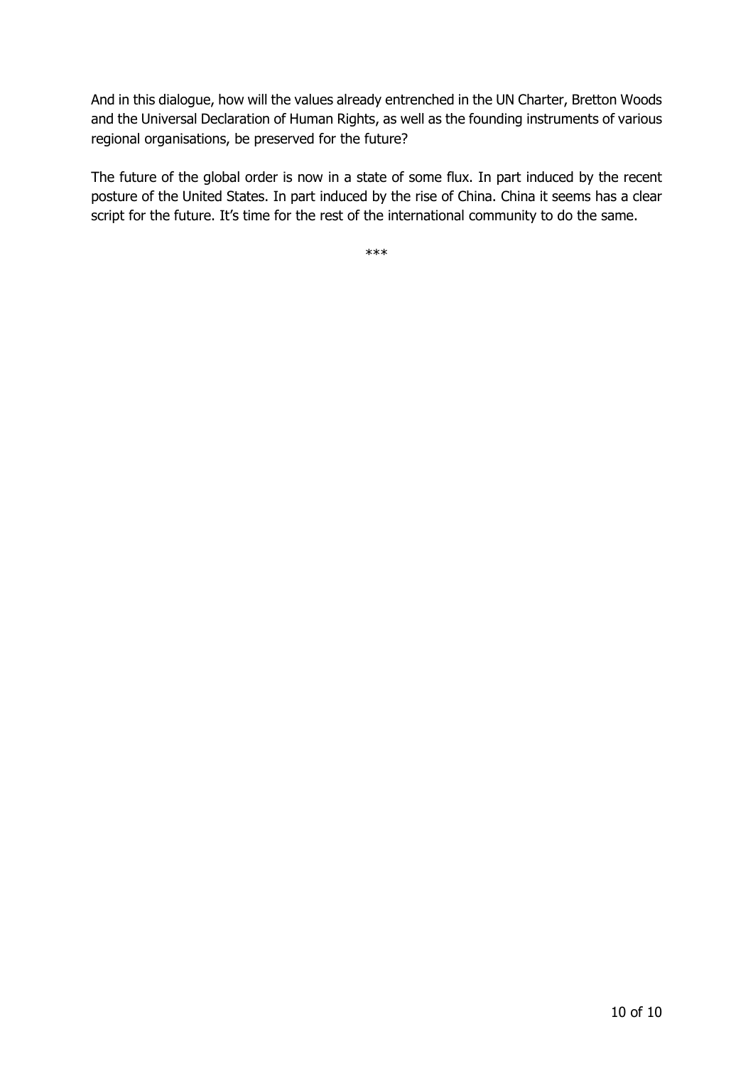And in this dialogue, how will the values already entrenched in the UN Charter, Bretton Woods and the Universal Declaration of Human Rights, as well as the founding instruments of various regional organisations, be preserved for the future?

The future of the global order is now in a state of some flux. In part induced by the recent posture of the United States. In part induced by the rise of China. China it seems has a clear script for the future. It's time for the rest of the international community to do the same.

***